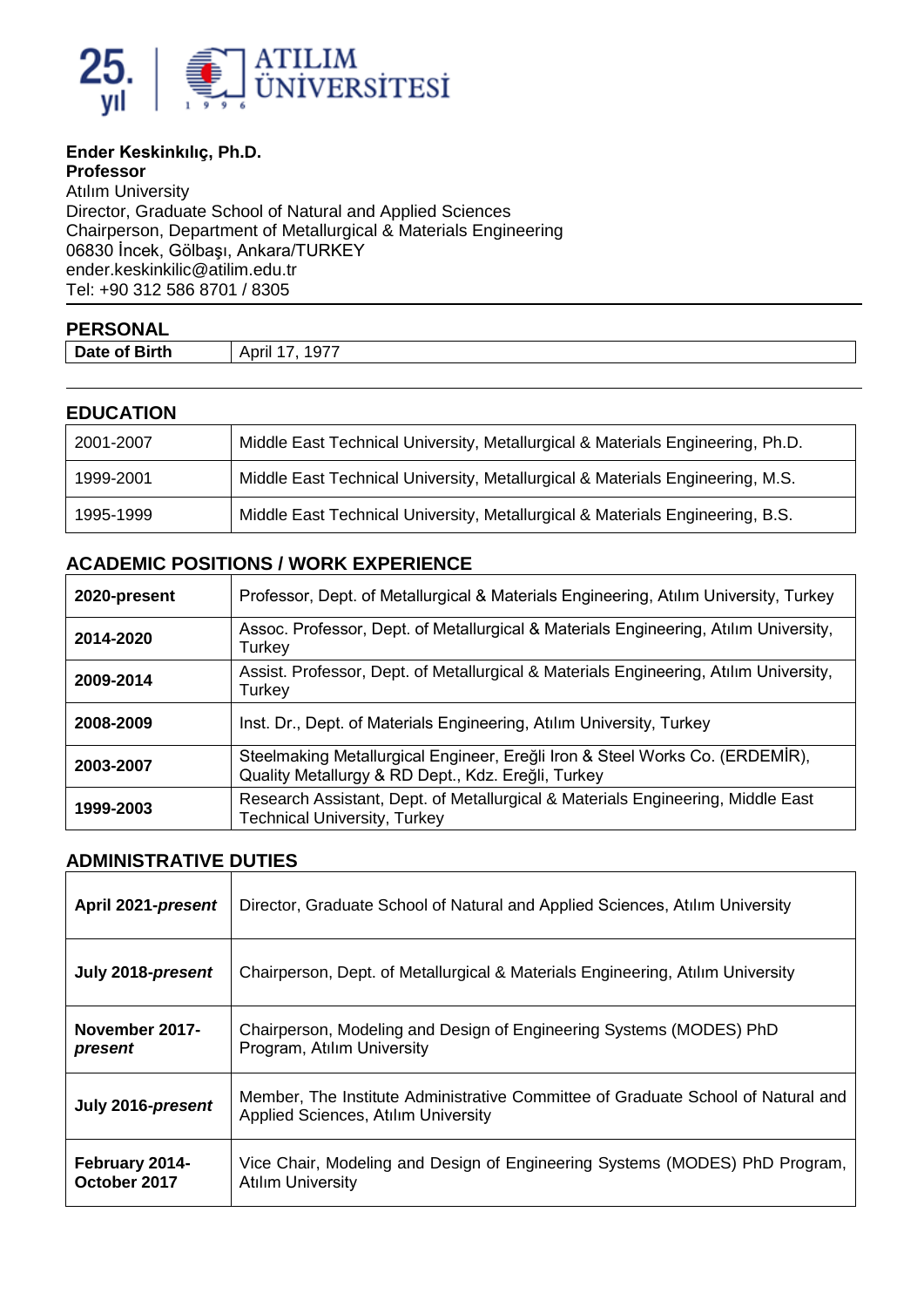**Ender Keskinkılıç, Ph.D.**
**Professor**
Atılım University
Director, Graduate School of Natural and Applied Sciences
Chairperson, Department of Metallurgical & Materials Engineering
06830 İncek, Gölbaşı, Ankara/TURKEY
ender.keskinkilic@atilim.edu.tr
Tel: +90 312 586 8701 / 8305

## PERSONAL

| **Date of Birth** | April 17, 1977 |
|---|---|

## EDUCATION

| | |
|---|---|
| 2001-2007 | Middle East Technical University, Metallurgical & Materials Engineering, Ph.D. |
| 1999-2001 | Middle East Technical University, Metallurgical & Materials Engineering, M.S. |
| 1995-1999 | Middle East Technical University, Metallurgical & Materials Engineering, B.S. |

## ACADEMIC POSITIONS / WORK EXPERIENCE

| | |
|---|---|
| **2020-present** | Professor, Dept. of Metallurgical & Materials Engineering, Atılım University, Turkey |
| **2014-2020** | Assoc. Professor, Dept. of Metallurgical & Materials Engineering, Atılım University, Turkey |
| **2009-2014** | Assist. Professor, Dept. of Metallurgical & Materials Engineering, Atılım University, Turkey |
| **2008-2009** | Inst. Dr., Dept. of Materials Engineering, Atılım University, Turkey |
| **2003-2007** | Steelmaking Metallurgical Engineer, Ereğli Iron & Steel Works Co. (ERDEMİR), Quality Metallurgy & RD Dept., Kdz. Ereğli, Turkey |
| **1999-2003** | Research Assistant, Dept. of Metallurgical & Materials Engineering, Middle East Technical University, Turkey |

## ADMINISTRATIVE DUTIES

| | |
|---|---|
| **April 2021-*present*** | Director, Graduate School of Natural and Applied Sciences, Atılım University |
| **July 2018-*present*** | Chairperson, Dept. of Metallurgical & Materials Engineering, Atılım University |
| **November 2017-*present*** | Chairperson, Modeling and Design of Engineering Systems (MODES) PhD Program, Atılım University |
| **July 2016-*present*** | Member, The Institute Administrative Committee of Graduate School of Natural and Applied Sciences, Atılım University |
| **February 2014-October 2017** | Vice Chair, Modeling and Design of Engineering Systems (MODES) PhD Program, Atılım University |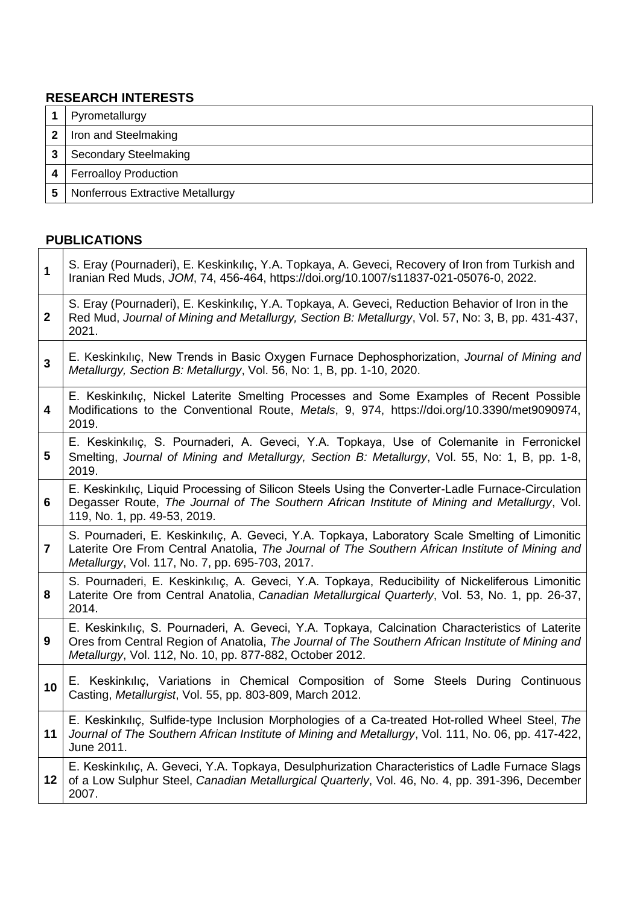## RESEARCH INTERESTS

| | |
|---|---|
| 1 | Pyrometallurgy |
| 2 | Iron and Steelmaking |
| 3 | Secondary Steelmaking |
| 4 | Ferroalloy Production |
| 5 | Nonferrous Extractive Metallurgy |

## PUBLICATIONS

| | |
|---|---|
| 1 | S. Eray (Pournaderi), E. Keskinkılıç, Y.A. Topkaya, A. Geveci, Recovery of Iron from Turkish and Iranian Red Muds, *JOM*, 74, 456-464, https://doi.org/10.1007/s11837-021-05076-0, 2022. |
| 2 | S. Eray (Pournaderi), E. Keskinkılıç, Y.A. Topkaya, A. Geveci, Reduction Behavior of Iron in the Red Mud, *Journal of Mining and Metallurgy, Section B: Metallurgy*, Vol. 57, No: 3, B, pp. 431-437, 2021. |
| 3 | E. Keskinkılıç, New Trends in Basic Oxygen Furnace Dephosphorization, *Journal of Mining and Metallurgy, Section B: Metallurgy*, Vol. 56, No: 1, B, pp. 1-10, 2020. |
| 4 | E. Keskinkılıç, Nickel Laterite Smelting Processes and Some Examples of Recent Possible Modifications to the Conventional Route, *Metals*, 9, 974, https://doi.org/10.3390/met9090974, 2019. |
| 5 | E. Keskinkılıç, S. Pournaderi, A. Geveci, Y.A. Topkaya, Use of Colemanite in Ferronickel Smelting, *Journal of Mining and Metallurgy, Section B: Metallurgy*, Vol. 55, No: 1, B, pp. 1-8, 2019. |
| 6 | E. Keskinkılıç, Liquid Processing of Silicon Steels Using the Converter-Ladle Furnace-Circulation Degasser Route, *The Journal of The Southern African Institute of Mining and Metallurgy*, Vol. 119, No. 1, pp. 49-53, 2019. |
| 7 | S. Pournaderi, E. Keskinkılıç, A. Geveci, Y.A. Topkaya, Laboratory Scale Smelting of Limonitic Laterite Ore From Central Anatolia, *The Journal of The Southern African Institute of Mining and Metallurgy*, Vol. 117, No. 7, pp. 695-703, 2017. |
| 8 | S. Pournaderi, E. Keskinkılıç, A. Geveci, Y.A. Topkaya, Reducibility of Nickeliferous Limonitic Laterite Ore from Central Anatolia, *Canadian Metallurgical Quarterly*, Vol. 53, No. 1, pp. 26-37, 2014. |
| 9 | E. Keskinkılıç, S. Pournaderi, A. Geveci, Y.A. Topkaya, Calcination Characteristics of Laterite Ores from Central Region of Anatolia, *The Journal of The Southern African Institute of Mining and Metallurgy*, Vol. 112, No. 10, pp. 877-882, October 2012. |
| 10 | E. Keskinkılıç, Variations in Chemical Composition of Some Steels During Continuous Casting, *Metallurgist*, Vol. 55, pp. 803-809, March 2012. |
| 11 | E. Keskinkılıç, Sulfide-type Inclusion Morphologies of a Ca-treated Hot-rolled Wheel Steel, *The Journal of The Southern African Institute of Mining and Metallurgy*, Vol. 111, No. 06, pp. 417-422, June 2011. |
| 12 | E. Keskinkılıç, A. Geveci, Y.A. Topkaya, Desulphurization Characteristics of Ladle Furnace Slags of a Low Sulphur Steel, *Canadian Metallurgical Quarterly*, Vol. 46, No. 4, pp. 391-396, December 2007. |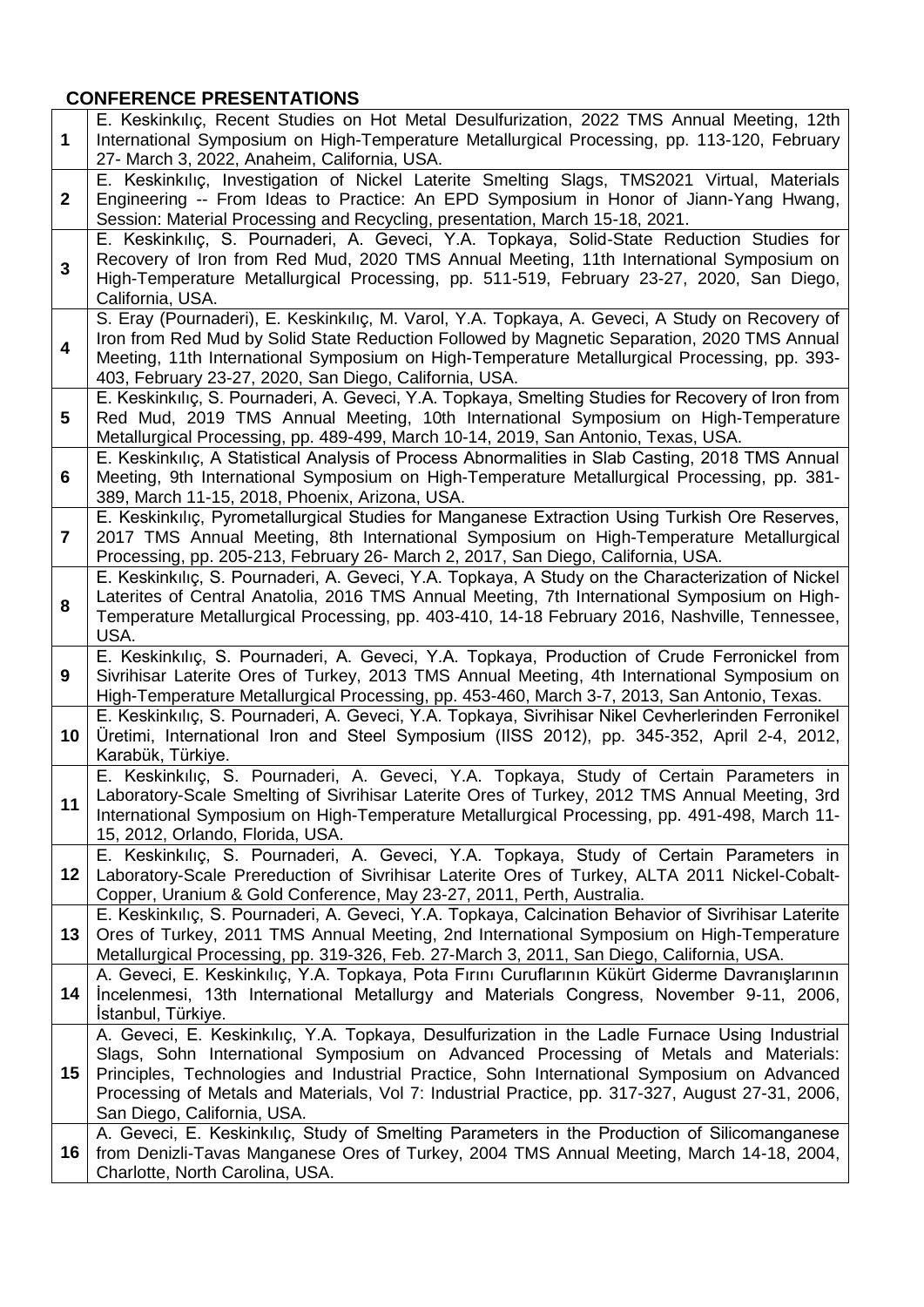## CONFERENCE PRESENTATIONS

| | |
|---|---|
| 1 | E. Keskinkılıç, Recent Studies on Hot Metal Desulfurization, 2022 TMS Annual Meeting, 12th International Symposium on High-Temperature Metallurgical Processing, pp. 113-120, February 27- March 3, 2022, Anaheim, California, USA. |
| 2 | E. Keskinkılıç, Investigation of Nickel Laterite Smelting Slags, TMS2021 Virtual, Materials Engineering -- From Ideas to Practice: An EPD Symposium in Honor of Jiann-Yang Hwang, Session: Material Processing and Recycling, presentation, March 15-18, 2021. |
| 3 | E. Keskinkılıç, S. Pournaderi, A. Geveci, Y.A. Topkaya, Solid-State Reduction Studies for Recovery of Iron from Red Mud, 2020 TMS Annual Meeting, 11th International Symposium on High-Temperature Metallurgical Processing, pp. 511-519, February 23-27, 2020, San Diego, California, USA. |
| 4 | S. Eray (Pournaderi), E. Keskinkılıç, M. Varol, Y.A. Topkaya, A. Geveci, A Study on Recovery of Iron from Red Mud by Solid State Reduction Followed by Magnetic Separation, 2020 TMS Annual Meeting, 11th International Symposium on High-Temperature Metallurgical Processing, pp. 393-403, February 23-27, 2020, San Diego, California, USA. |
| 5 | E. Keskinkılıç, S. Pournaderi, A. Geveci, Y.A. Topkaya, Smelting Studies for Recovery of Iron from Red Mud, 2019 TMS Annual Meeting, 10th International Symposium on High-Temperature Metallurgical Processing, pp. 489-499, March 10-14, 2019, San Antonio, Texas, USA. |
| 6 | E. Keskinkılıç, A Statistical Analysis of Process Abnormalities in Slab Casting, 2018 TMS Annual Meeting, 9th International Symposium on High-Temperature Metallurgical Processing, pp. 381-389, March 11-15, 2018, Phoenix, Arizona, USA. |
| 7 | E. Keskinkılıç, Pyrometallurgical Studies for Manganese Extraction Using Turkish Ore Reserves, 2017 TMS Annual Meeting, 8th International Symposium on High-Temperature Metallurgical Processing, pp. 205-213, February 26- March 2, 2017, San Diego, California, USA. |
| 8 | E. Keskinkılıç, S. Pournaderi, A. Geveci, Y.A. Topkaya, A Study on the Characterization of Nickel Laterites of Central Anatolia, 2016 TMS Annual Meeting, 7th International Symposium on High-Temperature Metallurgical Processing, pp. 403-410, 14-18 February 2016, Nashville, Tennessee, USA. |
| 9 | E. Keskinkılıç, S. Pournaderi, A. Geveci, Y.A. Topkaya, Production of Crude Ferronickel from Sivrihisar Laterite Ores of Turkey, 2013 TMS Annual Meeting, 4th International Symposium on High-Temperature Metallurgical Processing, pp. 453-460, March 3-7, 2013, San Antonio, Texas. |
| 10 | E. Keskinkılıç, S. Pournaderi, A. Geveci, Y.A. Topkaya, Sivrihisar Nikel Cevherlerinden Ferronikel Üretimi, International Iron and Steel Symposium (IISS 2012), pp. 345-352, April 2-4, 2012, Karabük, Türkiye. |
| 11 | E. Keskinkılıç, S. Pournaderi, A. Geveci, Y.A. Topkaya, Study of Certain Parameters in Laboratory-Scale Smelting of Sivrihisar Laterite Ores of Turkey, 2012 TMS Annual Meeting, 3rd International Symposium on High-Temperature Metallurgical Processing, pp. 491-498, March 11-15, 2012, Orlando, Florida, USA. |
| 12 | E. Keskinkılıç, S. Pournaderi, A. Geveci, Y.A. Topkaya, Study of Certain Parameters in Laboratory-Scale Prereduction of Sivrihisar Laterite Ores of Turkey, ALTA 2011 Nickel-Cobalt-Copper, Uranium & Gold Conference, May 23-27, 2011, Perth, Australia. |
| 13 | E. Keskinkılıç, S. Pournaderi, A. Geveci, Y.A. Topkaya, Calcination Behavior of Sivrihisar Laterite Ores of Turkey, 2011 TMS Annual Meeting, 2nd International Symposium on High-Temperature Metallurgical Processing, pp. 319-326, Feb. 27-March 3, 2011, San Diego, California, USA. |
| 14 | A. Geveci, E. Keskinkılıç, Y.A. Topkaya, Pota Fırını Curuflarının Kükürt Giderme Davranışlarının İncelenmesi, 13th International Metallurgy and Materials Congress, November 9-11, 2006, İstanbul, Türkiye. |
| 15 | A. Geveci, E. Keskinkılıç, Y.A. Topkaya, Desulfurization in the Ladle Furnace Using Industrial Slags, Sohn International Symposium on Advanced Processing of Metals and Materials: Principles, Technologies and Industrial Practice, Sohn International Symposium on Advanced Processing of Metals and Materials, Vol 7: Industrial Practice, pp. 317-327, August 27-31, 2006, San Diego, California, USA. |
| 16 | A. Geveci, E. Keskinkılıç, Study of Smelting Parameters in the Production of Silicomanganese from Denizli-Tavas Manganese Ores of Turkey, 2004 TMS Annual Meeting, March 14-18, 2004, Charlotte, North Carolina, USA. |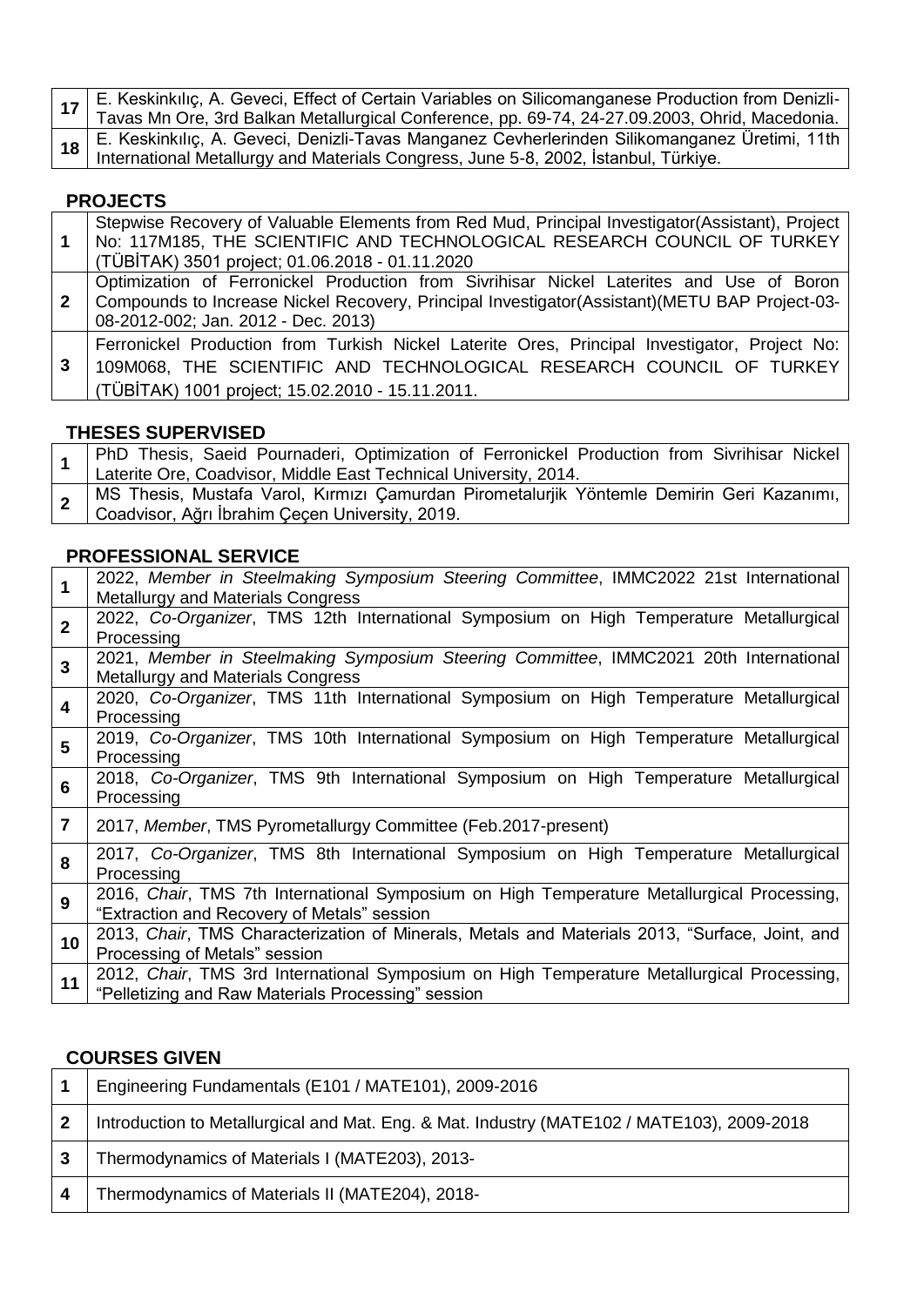| | |
|---|---|
| 17 | E. Keskinkılıç, A. Geveci, Effect of Certain Variables on Silicomanganese Production from Denizli-Tavas Mn Ore, 3rd Balkan Metallurgical Conference, pp. 69-74, 24-27.09.2003, Ohrid, Macedonia. |
| 18 | E. Keskinkılıç, A. Geveci, Denizli-Tavas Manganez Cevherlerinden Silikomanganez Üretimi, 11th International Metallurgy and Materials Congress, June 5-8, 2002, İstanbul, Türkiye. |

## PROJECTS

| | |
|---|---|
| 1 | Stepwise Recovery of Valuable Elements from Red Mud, Principal Investigator(Assistant), Project No: 117M185, THE SCIENTIFIC AND TECHNOLOGICAL RESEARCH COUNCIL OF TURKEY (TÜBİTAK) 3501 project; 01.06.2018 - 01.11.2020 |
| 2 | Optimization of Ferronickel Production from Sivrihisar Nickel Laterites and Use of Boron Compounds to Increase Nickel Recovery, Principal Investigator(Assistant)(METU BAP Project-03-08-2012-002; Jan. 2012 - Dec. 2013) |
| 3 | Ferronickel Production from Turkish Nickel Laterite Ores, Principal Investigator, Project No: 109M068, THE SCIENTIFIC AND TECHNOLOGICAL RESEARCH COUNCIL OF TURKEY (TÜBİTAK) 1001 project; 15.02.2010 - 15.11.2011. |

## THESES SUPERVISED

| | |
|---|---|
| 1 | PhD Thesis, Saeid Pournaderi, Optimization of Ferronickel Production from Sivrihisar Nickel Laterite Ore, Coadvisor, Middle East Technical University, 2014. |
| 2 | MS Thesis, Mustafa Varol, Kırmızı Çamurdan Pirometalurjik Yöntemle Demirin Geri Kazanımı, Coadvisor, Ağrı İbrahim Çeçen University, 2019. |

## PROFESSIONAL SERVICE

| | |
|---|---|
| 1 | 2022, *Member in Steelmaking Symposium Steering Committee*, IMMC2022 21st International Metallurgy and Materials Congress |
| 2 | 2022, *Co-Organizer*, TMS 12th International Symposium on High Temperature Metallurgical Processing |
| 3 | 2021, *Member in Steelmaking Symposium Steering Committee*, IMMC2021 20th International Metallurgy and Materials Congress |
| 4 | 2020, *Co-Organizer*, TMS 11th International Symposium on High Temperature Metallurgical Processing |
| 5 | 2019, *Co-Organizer*, TMS 10th International Symposium on High Temperature Metallurgical Processing |
| 6 | 2018, *Co-Organizer*, TMS 9th International Symposium on High Temperature Metallurgical Processing |
| 7 | 2017, *Member*, TMS Pyrometallurgy Committee (Feb.2017-present) |
| 8 | 2017, *Co-Organizer*, TMS 8th International Symposium on High Temperature Metallurgical Processing |
| 9 | 2016, *Chair*, TMS 7th International Symposium on High Temperature Metallurgical Processing, "Extraction and Recovery of Metals" session |
| 10 | 2013, *Chair*, TMS Characterization of Minerals, Metals and Materials 2013, "Surface, Joint, and Processing of Metals" session |
| 11 | 2012, *Chair*, TMS 3rd International Symposium on High Temperature Metallurgical Processing, "Pelletizing and Raw Materials Processing" session |

## COURSES GIVEN

| | |
|---|---|
| 1 | Engineering Fundamentals (E101 / MATE101), 2009-2016 |
| 2 | Introduction to Metallurgical and Mat. Eng. & Mat. Industry (MATE102 / MATE103), 2009-2018 |
| 3 | Thermodynamics of Materials I (MATE203), 2013- |
| 4 | Thermodynamics of Materials II (MATE204), 2018- |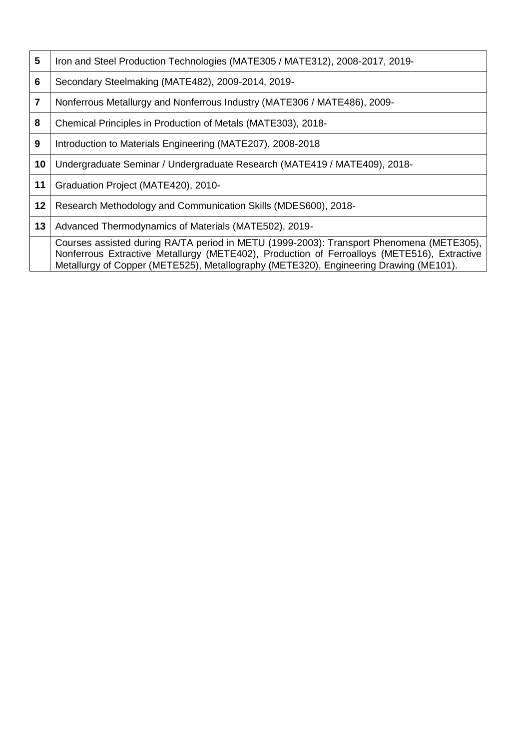| | |
|---|---|
| **5** | Iron and Steel Production Technologies (MATE305 / MATE312), 2008-2017, 2019- |
| **6** | Secondary Steelmaking (MATE482), 2009-2014, 2019- |
| **7** | Nonferrous Metallurgy and Nonferrous Industry (MATE306 / MATE486), 2009- |
| **8** | Chemical Principles in Production of Metals (MATE303), 2018- |
| **9** | Introduction to Materials Engineering (MATE207), 2008-2018 |
| **10** | Undergraduate Seminar / Undergraduate Research (MATE419 / MATE409), 2018- |
| **11** | Graduation Project (MATE420), 2010- |
| **12** | Research Methodology and Communication Skills (MDES600), 2018- |
| **13** | Advanced Thermodynamics of Materials (MATE502), 2019- |
| | Courses assisted during RA/TA period in METU (1999-2003): Transport Phenomena (METE305), Nonferrous Extractive Metallurgy (METE402), Production of Ferroalloys (METE516), Extractive Metallurgy of Copper (METE525), Metallography (METE320), Engineering Drawing (ME101). |